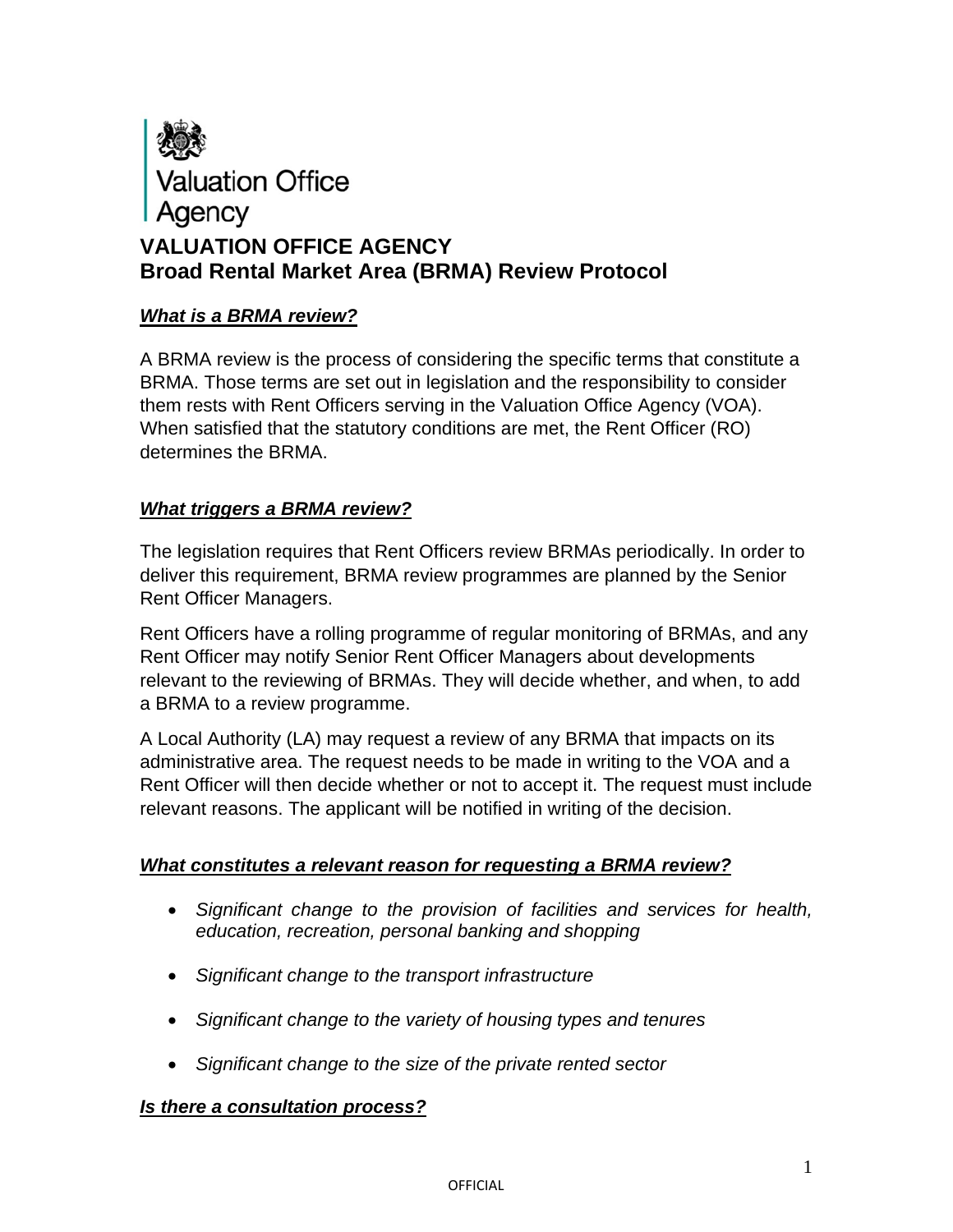Valuation Office Agency

# VALUATION OFFICE AGENCY
# Broad Rental Market Area (BRMA) Review Protocol

### ***What is a BRMA review?***

A BRMA review is the process of considering the specific terms that constitute a BRMA. Those terms are set out in legislation and the responsibility to consider them rests with Rent Officers serving in the Valuation Office Agency (VOA). When satisfied that the statutory conditions are met, the Rent Officer (RO) determines the BRMA.

### ***What triggers a BRMA review?***

The legislation requires that Rent Officers review BRMAs periodically. In order to deliver this requirement, BRMA review programmes are planned by the Senior Rent Officer Managers.

Rent Officers have a rolling programme of regular monitoring of BRMAs, and any Rent Officer may notify Senior Rent Officer Managers about developments relevant to the reviewing of BRMAs. They will decide whether, and when, to add a BRMA to a review programme.

A Local Authority (LA) may request a review of any BRMA that impacts on its administrative area. The request needs to be made in writing to the VOA and a Rent Officer will then decide whether or not to accept it. The request must include relevant reasons. The applicant will be notified in writing of the decision.

### ***What constitutes a relevant reason for requesting a BRMA review?***

- *Significant change to the provision of facilities and services for health, education, recreation, personal banking and shopping*
- *Significant change to the transport infrastructure*
- *Significant change to the variety of housing types and tenures*
- *Significant change to the size of the private rented sector*

### ***Is there a consultation process?***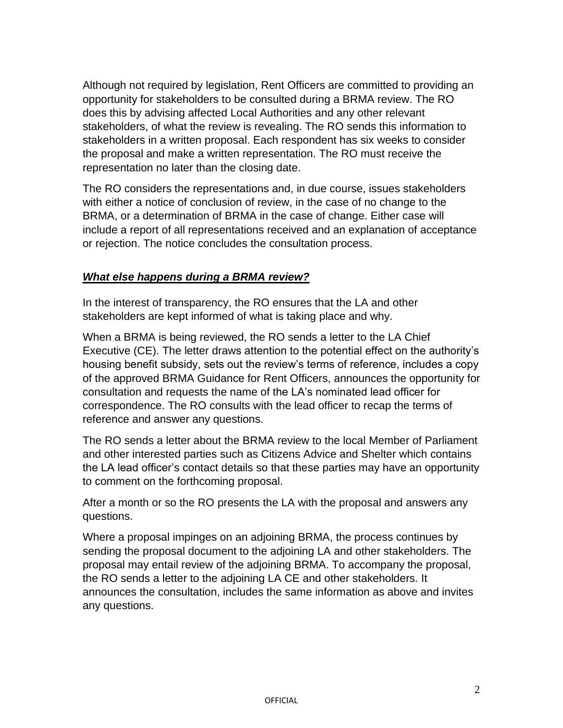Although not required by legislation, Rent Officers are committed to providing an opportunity for stakeholders to be consulted during a BRMA review. The RO does this by advising affected Local Authorities and any other relevant stakeholders, of what the review is revealing. The RO sends this information to stakeholders in a written proposal. Each respondent has six weeks to consider the proposal and make a written representation. The RO must receive the representation no later than the closing date.

The RO considers the representations and, in due course, issues stakeholders with either a notice of conclusion of review, in the case of no change to the BRMA, or a determination of BRMA in the case of change. Either case will include a report of all representations received and an explanation of acceptance or rejection. The notice concludes the consultation process.

### ***What else happens during a BRMA review?***

In the interest of transparency, the RO ensures that the LA and other stakeholders are kept informed of what is taking place and why.

When a BRMA is being reviewed, the RO sends a letter to the LA Chief Executive (CE). The letter draws attention to the potential effect on the authority's housing benefit subsidy, sets out the review's terms of reference, includes a copy of the approved BRMA Guidance for Rent Officers, announces the opportunity for consultation and requests the name of the LA's nominated lead officer for correspondence. The RO consults with the lead officer to recap the terms of reference and answer any questions.

The RO sends a letter about the BRMA review to the local Member of Parliament and other interested parties such as Citizens Advice and Shelter which contains the LA lead officer's contact details so that these parties may have an opportunity to comment on the forthcoming proposal.

After a month or so the RO presents the LA with the proposal and answers any questions.

Where a proposal impinges on an adjoining BRMA, the process continues by sending the proposal document to the adjoining LA and other stakeholders. The proposal may entail review of the adjoining BRMA. To accompany the proposal, the RO sends a letter to the adjoining LA CE and other stakeholders. It announces the consultation, includes the same information as above and invites any questions.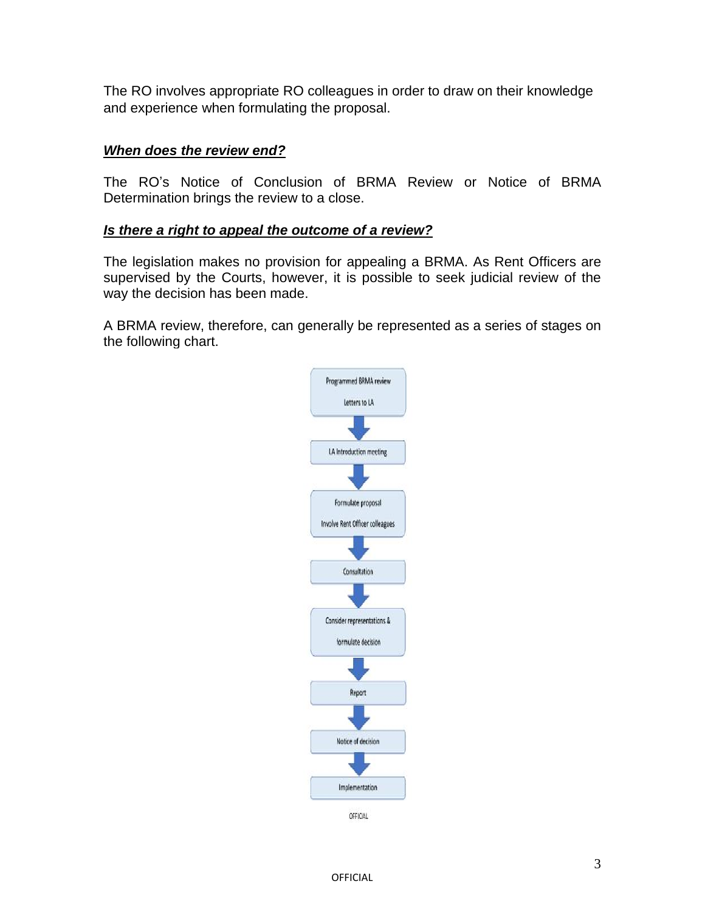The RO involves appropriate RO colleagues in order to draw on their knowledge and experience when formulating the proposal.

***When does the review end?***

The RO's Notice of Conclusion of BRMA Review or Notice of BRMA Determination brings the review to a close.

***Is there a right to appeal the outcome of a review?***

The legislation makes no provision for appealing a BRMA. As Rent Officers are supervised by the Courts, however, it is possible to seek judicial review of the way the decision has been made.

A BRMA review, therefore, can generally be represented as a series of stages on the following chart.

Programmed BRMA review
Letters to LA

↓

LA Introduction meeting

↓

Formulate proposal
Involve Rent Officer colleagues

↓

Consultation

↓

Consider representations & formulate decision

↓

Report

↓

Notice of decision

↓

Implementation

OFFICIAL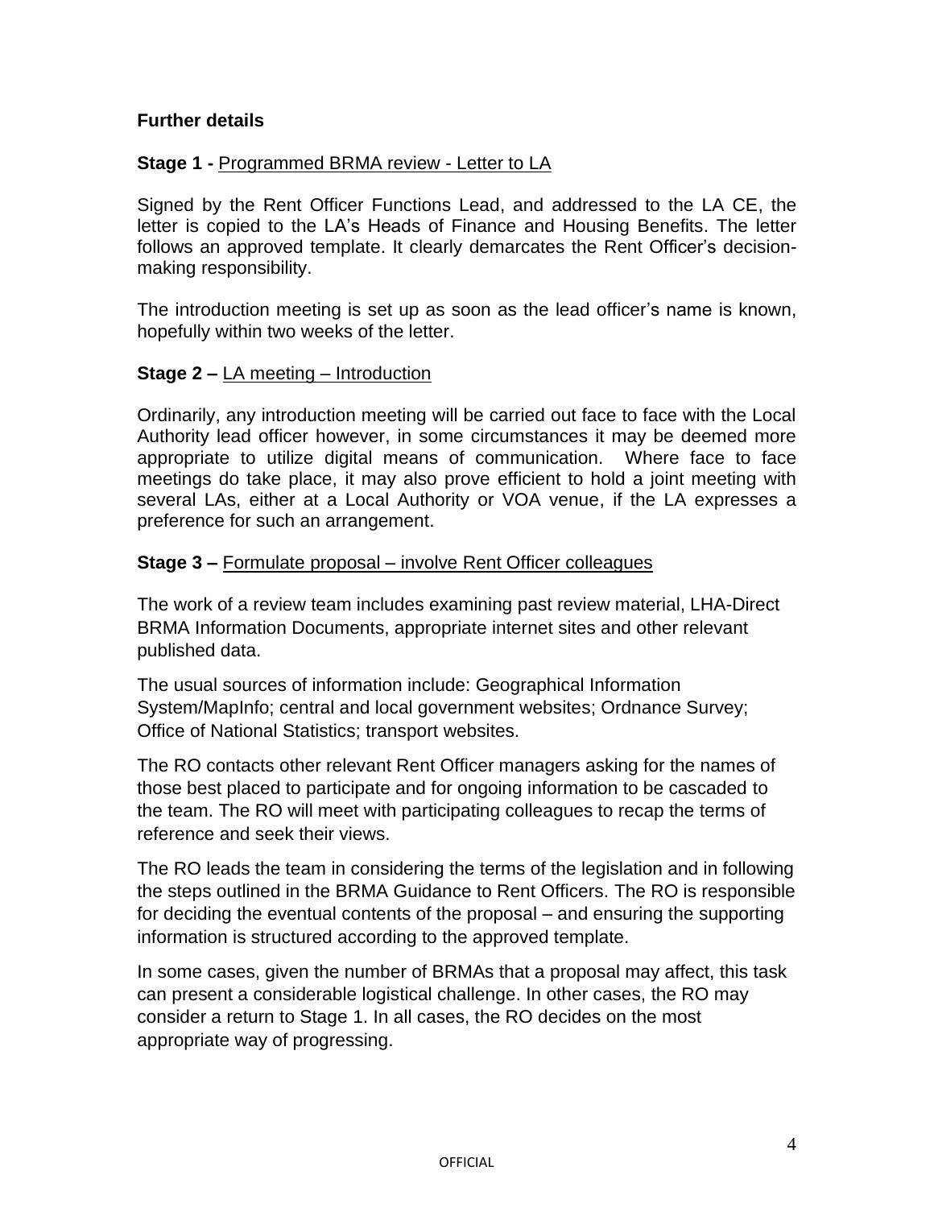**Further details**

**Stage 1 -** Programmed BRMA review - Letter to LA

Signed by the Rent Officer Functions Lead, and addressed to the LA CE, the letter is copied to the LA's Heads of Finance and Housing Benefits. The letter follows an approved template. It clearly demarcates the Rent Officer's decision-making responsibility.

The introduction meeting is set up as soon as the lead officer's name is known, hopefully within two weeks of the letter.

**Stage 2 –** LA meeting – Introduction

Ordinarily, any introduction meeting will be carried out face to face with the Local Authority lead officer however, in some circumstances it may be deemed more appropriate to utilize digital means of communication. Where face to face meetings do take place, it may also prove efficient to hold a joint meeting with several LAs, either at a Local Authority or VOA venue, if the LA expresses a preference for such an arrangement.

**Stage 3 –** Formulate proposal – involve Rent Officer colleagues

The work of a review team includes examining past review material, LHA-Direct BRMA Information Documents, appropriate internet sites and other relevant published data.

The usual sources of information include: Geographical Information System/MapInfo; central and local government websites; Ordnance Survey; Office of National Statistics; transport websites.

The RO contacts other relevant Rent Officer managers asking for the names of those best placed to participate and for ongoing information to be cascaded to the team. The RO will meet with participating colleagues to recap the terms of reference and seek their views.

The RO leads the team in considering the terms of the legislation and in following the steps outlined in the BRMA Guidance to Rent Officers. The RO is responsible for deciding the eventual contents of the proposal – and ensuring the supporting information is structured according to the approved template.

In some cases, given the number of BRMAs that a proposal may affect, this task can present a considerable logistical challenge. In other cases, the RO may consider a return to Stage 1. In all cases, the RO decides on the most appropriate way of progressing.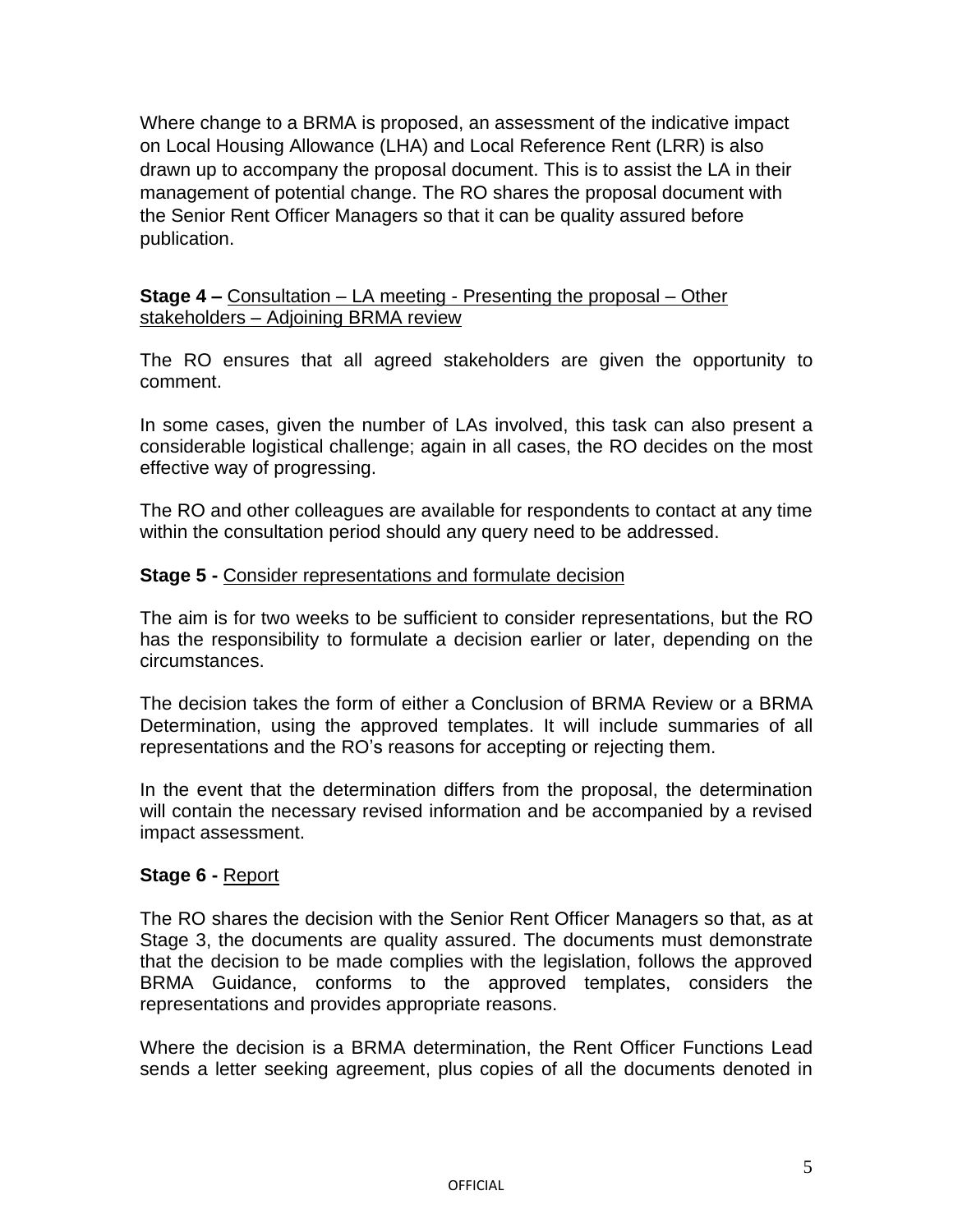Where change to a BRMA is proposed, an assessment of the indicative impact on Local Housing Allowance (LHA) and Local Reference Rent (LRR) is also drawn up to accompany the proposal document. This is to assist the LA in their management of potential change. The RO shares the proposal document with the Senior Rent Officer Managers so that it can be quality assured before publication.

**Stage 4 –** Consultation – LA meeting - Presenting the proposal – Other stakeholders – Adjoining BRMA review

The RO ensures that all agreed stakeholders are given the opportunity to comment.

In some cases, given the number of LAs involved, this task can also present a considerable logistical challenge; again in all cases, the RO decides on the most effective way of progressing.

The RO and other colleagues are available for respondents to contact at any time within the consultation period should any query need to be addressed.

**Stage 5 -** Consider representations and formulate decision

The aim is for two weeks to be sufficient to consider representations, but the RO has the responsibility to formulate a decision earlier or later, depending on the circumstances.

The decision takes the form of either a Conclusion of BRMA Review or a BRMA Determination, using the approved templates. It will include summaries of all representations and the RO's reasons for accepting or rejecting them.

In the event that the determination differs from the proposal, the determination will contain the necessary revised information and be accompanied by a revised impact assessment.

**Stage 6 -** Report

The RO shares the decision with the Senior Rent Officer Managers so that, as at Stage 3, the documents are quality assured. The documents must demonstrate that the decision to be made complies with the legislation, follows the approved BRMA Guidance, conforms to the approved templates, considers the representations and provides appropriate reasons.

Where the decision is a BRMA determination, the Rent Officer Functions Lead sends a letter seeking agreement, plus copies of all the documents denoted in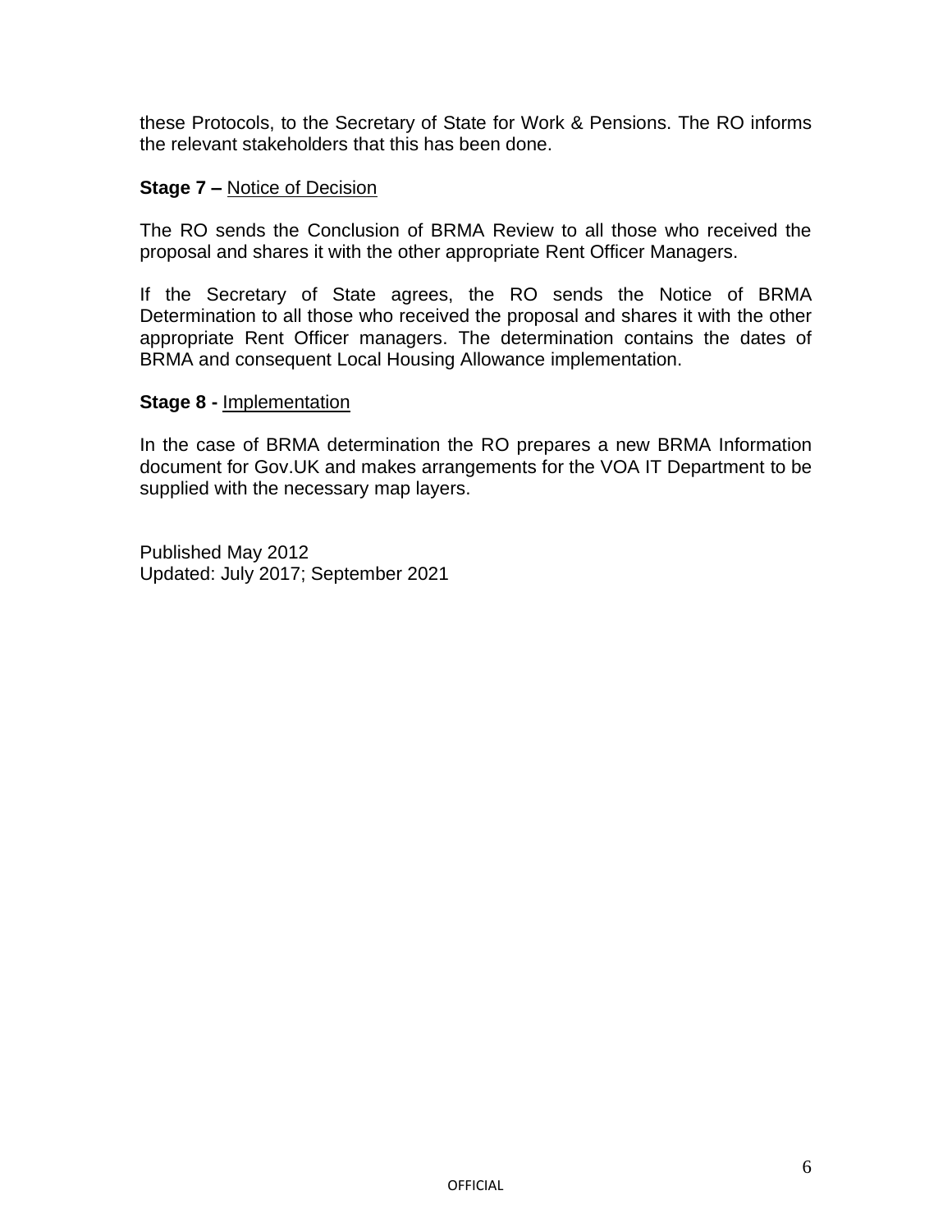these Protocols, to the Secretary of State for Work & Pensions. The RO informs the relevant stakeholders that this has been done.

**Stage 7 –** Notice of Decision

The RO sends the Conclusion of BRMA Review to all those who received the proposal and shares it with the other appropriate Rent Officer Managers.

If the Secretary of State agrees, the RO sends the Notice of BRMA Determination to all those who received the proposal and shares it with the other appropriate Rent Officer managers. The determination contains the dates of BRMA and consequent Local Housing Allowance implementation.

**Stage 8 -** Implementation

In the case of BRMA determination the RO prepares a new BRMA Information document for Gov.UK and makes arrangements for the VOA IT Department to be supplied with the necessary map layers.

Published May 2012
Updated: July 2017; September 2021